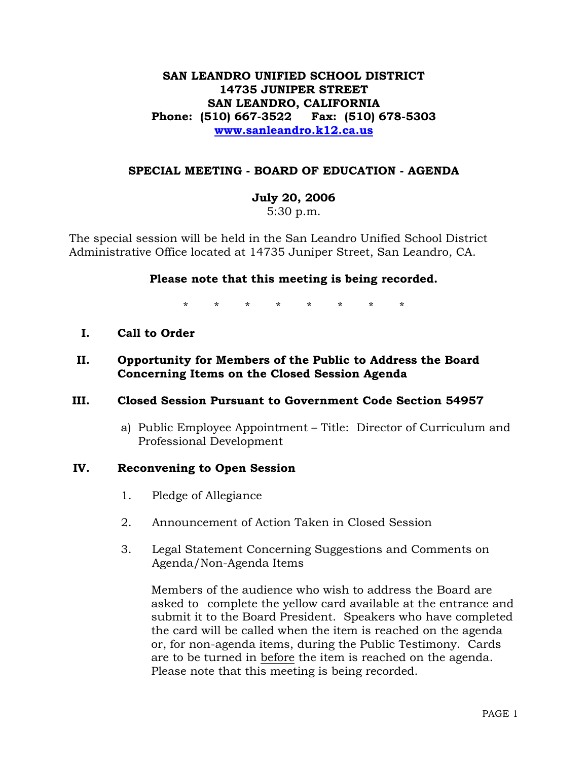# SAN LEANDRO UNIFIED SCHOOL DISTRICT
**14735 JUNIPER STREET**
**SAN LEANDRO, CALIFORNIA**
**Phone: (510) 667-3522 Fax: (510) 678-5303**
**[www.sanleandro.k12.ca.us](http://www.sanleandro.k12.ca.us)**

## SPECIAL MEETING - BOARD OF EDUCATION - AGENDA

**July 20, 2006**
5:30 p.m.

The special session will be held in the San Leandro Unified School District Administrative Office located at 14735 Juniper Street, San Leandro, CA.

**Please note that this meeting is being recorded.**

\* \* \* \* \* \* \* \*

**I. Call to Order**

**II. Opportunity for Members of the Public to Address the Board Concerning Items on the Closed Session Agenda**

**III. Closed Session Pursuant to Government Code Section 54957**

a) Public Employee Appointment – Title: Director of Curriculum and Professional Development

**IV. Reconvening to Open Session**

1. Pledge of Allegiance
2. Announcement of Action Taken in Closed Session
3. Legal Statement Concerning Suggestions and Comments on Agenda/Non-Agenda Items

   Members of the audience who wish to address the Board are asked to complete the yellow card available at the entrance and submit it to the Board President. Speakers who have completed the card will be called when the item is reached on the agenda or, for non-agenda items, during the Public Testimony. Cards are to be turned in <u>before</u> the item is reached on the agenda. Please note that this meeting is being recorded.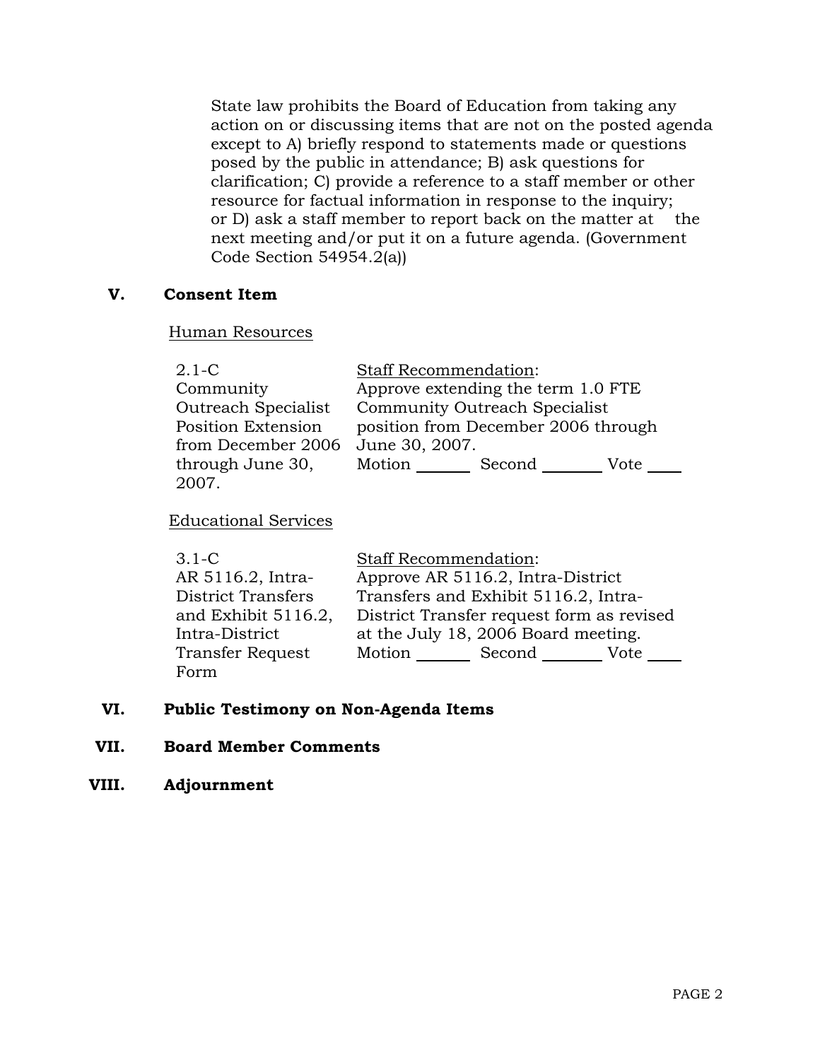State law prohibits the Board of Education from taking any action on or discussing items that are not on the posted agenda except to A) briefly respond to statements made or questions posed by the public in attendance; B) ask questions for clarification; C) provide a reference to a staff member or other resource for factual information in response to the inquiry; or D) ask a staff member to report back on the matter at the next meeting and/or put it on a future agenda. (Government Code Section 54954.2(a))

## V. Consent Item

Human Resources

| | |
|---|---|
| 2.1-C<br>Community Outreach Specialist Position Extension from December 2006 through June 30, 2007. | Staff Recommendation:<br>Approve extending the term 1.0 FTE Community Outreach Specialist position from December 2006 through June 30, 2007.<br>Motion \_\_\_\_\_\_ Second \_\_\_\_\_\_\_ Vote \_\_\_\_ |

Educational Services

| | |
|---|---|
| 3.1-C<br>AR 5116.2, Intra-District Transfers and Exhibit 5116.2, Intra-District Transfer Request Form | Staff Recommendation:<br>Approve AR 5116.2, Intra-District Transfers and Exhibit 5116.2, Intra-District Transfer request form as revised at the July 18, 2006 Board meeting.<br>Motion \_\_\_\_\_\_ Second \_\_\_\_\_\_\_ Vote \_\_\_\_ |

## VI. Public Testimony on Non-Agenda Items

## VII. Board Member Comments

## VIII. Adjournment